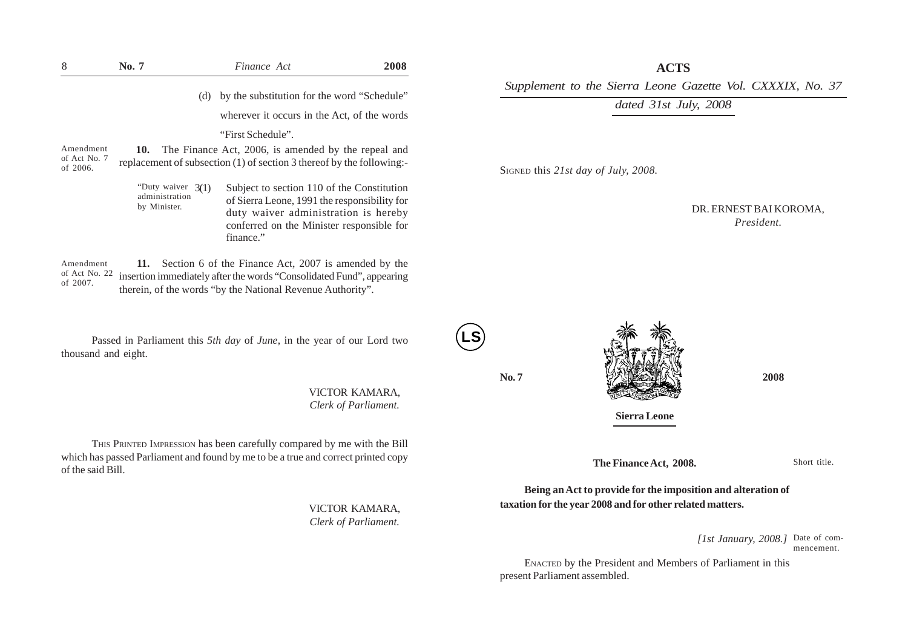(d) by the substitution for the word "Schedule" wherever it occurs in the Act, of the words "First Schedule".

Amendment of Act No. 7 of 2006.

**10.** The Finance Act, 2006, is amended by the repeal and replacement of subsection (1) of section 3 thereof by the following:-

"Duty waiver administration by Minister.

3(1) Subject to section 110 of the Constitution of Sierra Leone, 1991 the responsibility for duty waiver administration is hereby conferred on the Minister responsible for finance."

Amendment of Act No. 22 of 2007.

**11.** Section 6 of the Finance Act, 2007 is amended by the insertion immediately after the words "Consolidated Fund", appearing therein, of the words "by the National Revenue Authority".

Passed in Parliament this *5th day* of *June*, in the year of our Lord two thousand and eight.

VICTOR KAMARA,
*Clerk of Parliament.*

THIS PRINTED IMPRESSION has been carefully compared by me with the Bill which has passed Parliament and found by me to be a true and correct printed copy of the said Bill.

VICTOR KAMARA,
*Clerk of Parliament.*

# ACTS

*Supplement to the Sierra Leone Gazette Vol. CXXXIX, No. 37*

*dated 31st July, 2008*

SIGNED this *21st day of July, 2008.*

DR. ERNEST BAI KOROMA,
*President.*

LS

**No. 7** **2008**

**Sierra Leone**

**The Finance Act, 2008.**

Short title.

**Being an Act to provide for the imposition and alteration of taxation for the year 2008 and for other related matters.**

*[1st January, 2008.]* Date of commencement.

ENACTED by the President and Members of Parliament in this present Parliament assembled.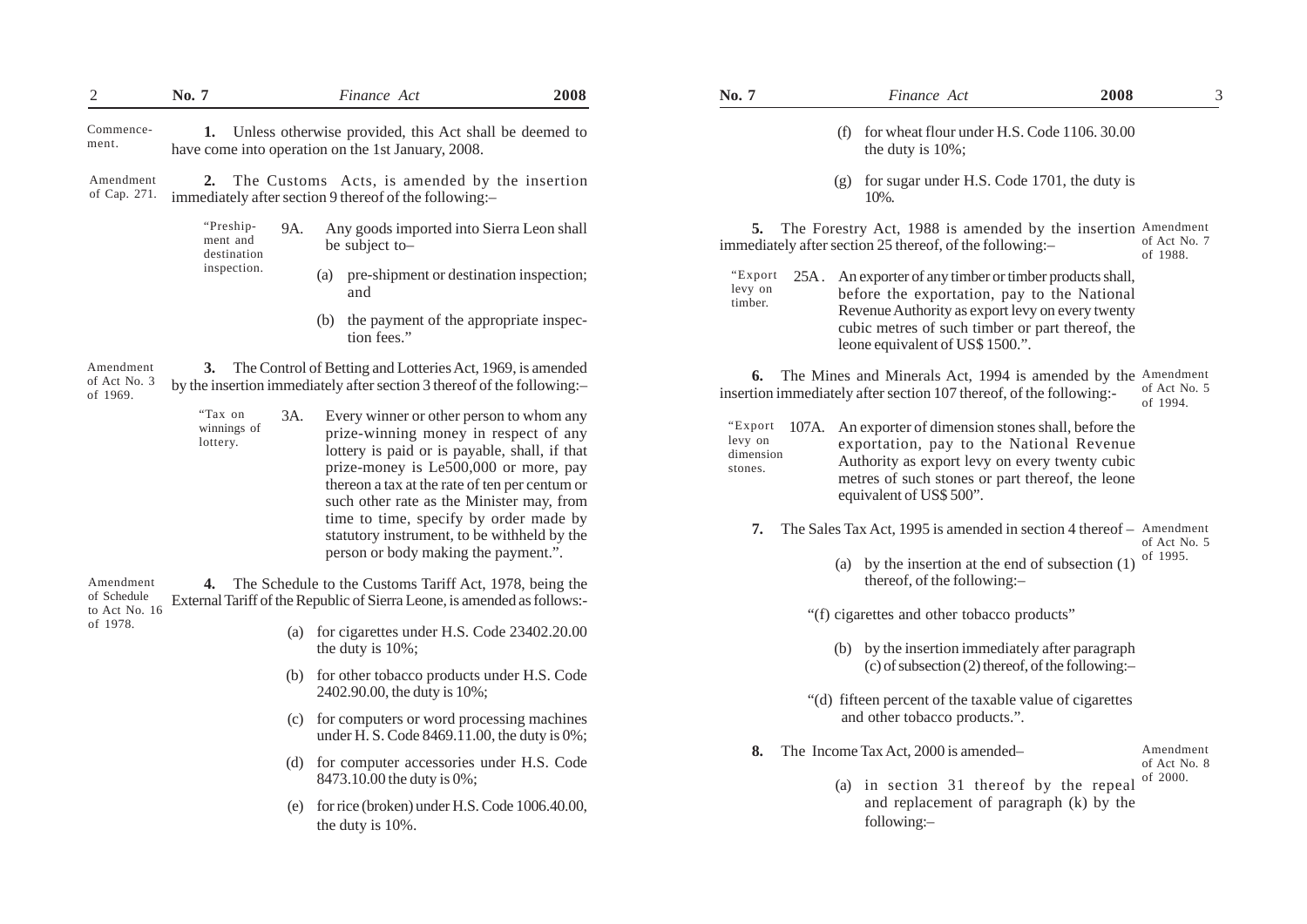Commencement.

**1.** Unless otherwise provided, this Act shall be deemed to have come into operation on the 1st January, 2008.

Amendment of Cap. 271.

**2.** The Customs Acts, is amended by the insertion immediately after section 9 thereof of the following:–

"Preshipment and destination inspection.

9A. Any goods imported into Sierra Leon shall be subject to–

(a) pre-shipment or destination inspection; and

(b) the payment of the appropriate inspection fees."

Amendment of Act No. 3 of 1969.

**3.** The Control of Betting and Lotteries Act, 1969, is amended by the insertion immediately after section 3 thereof of the following:–

"Tax on winnings of lottery.

3A. Every winner or other person to whom any prize-winning money in respect of any lottery is paid or is payable, shall, if that prize-money is Le500,000 or more, pay thereon a tax at the rate of ten per centum or such other rate as the Minister may, from time to time, specify by order made by statutory instrument, to be withheld by the person or body making the payment.".

Amendment of Schedule to Act No. 16 of 1978.

**4.** The Schedule to the Customs Tariff Act, 1978, being the External Tariff of the Republic of Sierra Leone, is amended as follows:-

(a) for cigarettes under H.S. Code 23402.20.00 the duty is 10%;

(b) for other tobacco products under H.S. Code 2402.90.00, the duty is 10%;

(c) for computers or word processing machines under H. S. Code 8469.11.00, the duty is 0%;

(d) for computer accessories under H.S. Code 8473.10.00 the duty is 0%;

(e) for rice (broken) under H.S. Code 1006.40.00, the duty is 10%.

(f) for wheat flour under H.S. Code 1106. 30.00 the duty is 10%;

(g) for sugar under H.S. Code 1701, the duty is 10%.

Amendment of Act No. 7 of 1988.

**5.** The Forestry Act, 1988 is amended by the insertion immediately after section 25 thereof, of the following:–

"Export levy on timber.

25A. An exporter of any timber or timber products shall, before the exportation, pay to the National Revenue Authority as export levy on every twenty cubic metres of such timber or part thereof, the leone equivalent of US$ 1500.".

Amendment of Act No. 5 of 1994.

**6.** The Mines and Minerals Act, 1994 is amended by the insertion immediately after section 107 thereof, of the following:-

"Export levy on dimension stones.

107A. An exporter of dimension stones shall, before the exportation, pay to the National Revenue Authority as export levy on every twenty cubic metres of such stones or part thereof, the leone equivalent of US$ 500".

Amendment of Act No. 5 of 1995.

**7.** The Sales Tax Act, 1995 is amended in section 4 thereof –

(a) by the insertion at the end of subsection (1) thereof, of the following:–

"(f) cigarettes and other tobacco products"

(b) by the insertion immediately after paragraph (c) of subsection (2) thereof, of the following:–

"(d) fifteen percent of the taxable value of cigarettes and other tobacco products.".

Amendment of Act No. 8 of 2000.

**8.** The Income Tax Act, 2000 is amended–

(a) in section 31 thereof by the repeal and replacement of paragraph (k) by the following:–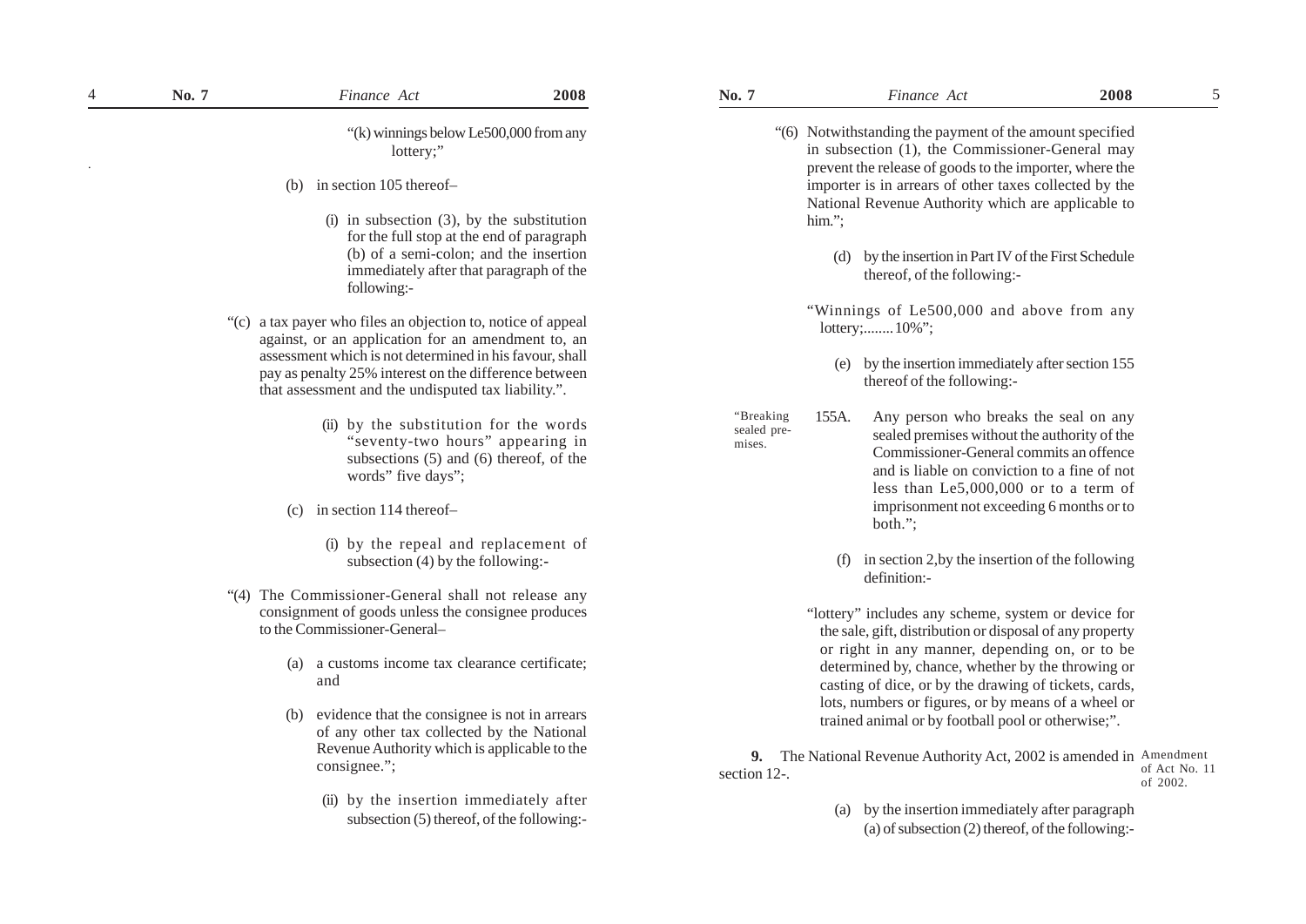"(k) winnings below Le500,000 from any lottery;"

(b) in section 105 thereof–

(i) in subsection (3), by the substitution for the full stop at the end of paragraph (b) of a semi-colon; and the insertion immediately after that paragraph of the following:-

"(c) a tax payer who files an objection to, notice of appeal against, or an application for an amendment to, an assessment which is not determined in his favour, shall pay as penalty 25% interest on the difference between that assessment and the undisputed tax liability.".

(ii) by the substitution for the words "seventy-two hours" appearing in subsections (5) and (6) thereof, of the words" five days";

(c) in section 114 thereof–

(i) by the repeal and replacement of subsection (4) by the following:-

"(4) The Commissioner-General shall not release any consignment of goods unless the consignee produces to the Commissioner-General–

(a) a customs income tax clearance certificate; and

(b) evidence that the consignee is not in arrears of any other tax collected by the National Revenue Authority which is applicable to the consignee.";

(ii) by the insertion immediately after subsection (5) thereof, of the following:-

"(6) Notwithstanding the payment of the amount specified in subsection (1), the Commissioner-General may prevent the release of goods to the importer, where the importer is in arrears of other taxes collected by the National Revenue Authority which are applicable to him.";

(d) by the insertion in Part IV of the First Schedule thereof, of the following:-

"Winnings of Le500,000 and above from any lottery;........ 10%";

(e) by the insertion immediately after section 155 thereof of the following:-

"Breaking sealed premises.

155A. Any person who breaks the seal on any sealed premises without the authority of the Commissioner-General commits an offence and is liable on conviction to a fine of not less than Le5,000,000 or to a term of imprisonment not exceeding 6 months or to both.";

(f) in section 2,by the insertion of the following definition:-

"lottery" includes any scheme, system or device for the sale, gift, distribution or disposal of any property or right in any manner, depending on, or to be determined by, chance, whether by the throwing or casting of dice, or by the drawing of tickets, cards, lots, numbers or figures, or by means of a wheel or trained animal or by football pool or otherwise;".

Amendment of Act No. 11 of 2002.

**9.** The National Revenue Authority Act, 2002 is amended in section 12-.

(a) by the insertion immediately after paragraph (a) of subsection (2) thereof, of the following:-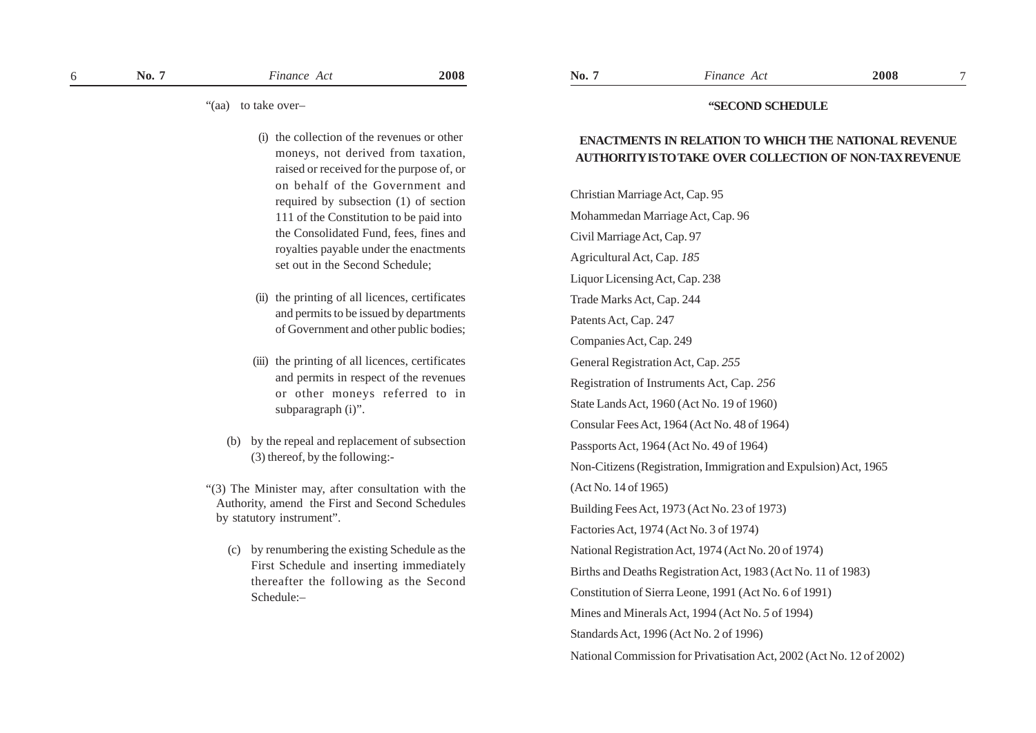"(aa) to take over–

(i) the collection of the revenues or other moneys, not derived from taxation, raised or received for the purpose of, or on behalf of the Government and required by subsection (1) of section 111 of the Constitution to be paid into the Consolidated Fund, fees, fines and royalties payable under the enactments set out in the Second Schedule;

(ii) the printing of all licences, certificates and permits to be issued by departments of Government and other public bodies;

(iii) the printing of all licences, certificates and permits in respect of the revenues or other moneys referred to in subparagraph (i)".

(b) by the repeal and replacement of subsection (3) thereof, by the following:-

"(3) The Minister may, after consultation with the Authority, amend the First and Second Schedules by statutory instrument".

(c) by renumbering the existing Schedule as the First Schedule and inserting immediately thereafter the following as the Second Schedule:–

**"SECOND SCHEDULE**

**ENACTMENTS IN RELATION TO WHICH THE NATIONAL REVENUE AUTHORITY IS TO TAKE OVER COLLECTION OF NON-TAX REVENUE**

Christian Marriage Act, Cap. 95

Mohammedan Marriage Act, Cap. 96

Civil Marriage Act, Cap. 97

Agricultural Act, Cap. *185*

Liquor Licensing Act, Cap. 238

Trade Marks Act, Cap. 244

Patents Act, Cap. 247

Companies Act, Cap. 249

General Registration Act, Cap. *255*

Registration of Instruments Act, Cap. *256*

State Lands Act, 1960 (Act No. 19 of 1960)

Consular Fees Act, 1964 (Act No. 48 of 1964)

Passports Act, 1964 (Act No. 49 of 1964)

Non-Citizens (Registration, Immigration and Expulsion) Act, 1965 (Act No. 14 of 1965)

Building Fees Act, 1973 (Act No. 23 of 1973)

Factories Act, 1974 (Act No. 3 of 1974)

National Registration Act, 1974 (Act No. 20 of 1974)

Births and Deaths Registration Act, 1983 (Act No. 11 of 1983)

Constitution of Sierra Leone, 1991 (Act No. 6 of 1991)

Mines and Minerals Act, 1994 (Act No. *5* of 1994)

Standards Act, 1996 (Act No. 2 of 1996)

National Commission for Privatisation Act, 2002 (Act No. 12 of 2002)